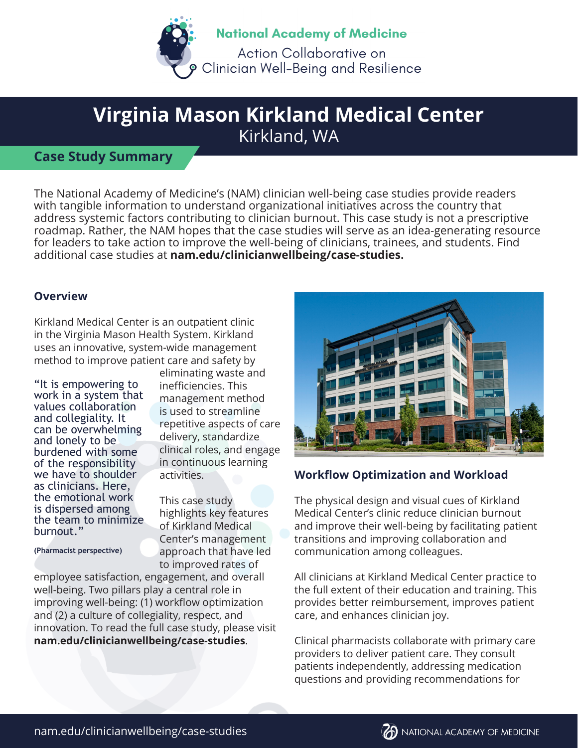National Academy of Medicine

Action Collaborative on Clinician Well-Being and Resilience

# Virginia Mason Kirkland Medical Center

Kirkland, WA

## Case Study Summary

The National Academy of Medicine's (NAM) clinician well-being case studies provide readers with tangible information to understand organizational initiatives across the country that address systemic factors contributing to clinician burnout. This case study is not a prescriptive roadmap. Rather, the NAM hopes that the case studies will serve as an idea-generating resource for leaders to take action to improve the well-being of clinicians, trainees, and students. Find additional case studies at **nam.edu/clinicianwellbeing/case-studies.**

### Overview

Kirkland Medical Center is an outpatient clinic in the Virginia Mason Health System. Kirkland uses an innovative, system-wide management method to improve patient care and safety by eliminating waste and inefficiencies. This management method is used to streamline repetitive aspects of care delivery, standardize clinical roles, and engage in continuous learning activities.

> "It is empowering to work in a system that values collaboration and collegiality. It can be overwhelming and lonely to be burdened with some of the responsibility we have to shoulder as clinicians. Here, the emotional work is dispersed among the team to minimize burnout."
>
> **(Pharmacist perspective)**

This case study highlights key features of Kirkland Medical Center's management approach that have led to improved rates of employee satisfaction, engagement, and overall well-being. Two pillars play a central role in improving well-being: (1) workflow optimization and (2) a culture of collegiality, respect, and innovation. To read the full case study, please visit **nam.edu/clinicianwellbeing/case-studies**.

### Workflow Optimization and Workload

The physical design and visual cues of Kirkland Medical Center's clinic reduce clinician burnout and improve their well-being by facilitating patient transitions and improving collaboration and communication among colleagues.

All clinicians at Kirkland Medical Center practice to the full extent of their education and training. This provides better reimbursement, improves patient care, and enhances clinician joy.

Clinical pharmacists collaborate with primary care providers to deliver patient care. They consult patients independently, addressing medication questions and providing recommendations for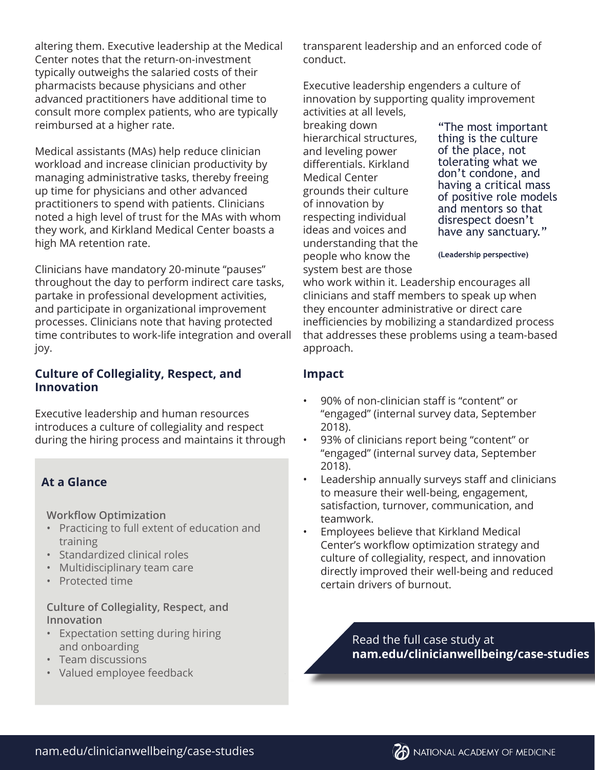altering them. Executive leadership at the Medical Center notes that the return-on-investment typically outweighs the salaried costs of their pharmacists because physicians and other advanced practitioners have additional time to consult more complex patients, who are typically reimbursed at a higher rate.

Medical assistants (MAs) help reduce clinician workload and increase clinician productivity by managing administrative tasks, thereby freeing up time for physicians and other advanced practitioners to spend with patients. Clinicians noted a high level of trust for the MAs with whom they work, and Kirkland Medical Center boasts a high MA retention rate.

Clinicians have mandatory 20-minute "pauses" throughout the day to perform indirect care tasks, partake in professional development activities, and participate in organizational improvement processes. Clinicians note that having protected time contributes to work-life integration and overall joy.

### Culture of Collegiality, Respect, and Innovation

Executive leadership and human resources introduces a culture of collegiality and respect during the hiring process and maintains it through transparent leadership and an enforced code of conduct.

Executive leadership engenders a culture of innovation by supporting quality improvement activities at all levels, breaking down hierarchical structures, and leveling power differentials. Kirkland Medical Center grounds their culture of innovation by respecting individual ideas and voices and understanding that the people who know the system best are those who work within it. Leadership encourages all clinicians and staff members to speak up when they encounter administrative or direct care inefficiencies by mobilizing a standardized process that addresses these problems using a team-based approach.

> "The most important thing is the culture of the place, not tolerating what we don't condone, and having a critical mass of positive role models and mentors so that disrespect doesn't have any sanctuary."
>
> **(Leadership perspective)**

### At a Glance

**Workflow Optimization**

- Practicing to full extent of education and training
- Standardized clinical roles
- Multidisciplinary team care
- Protected time

**Culture of Collegiality, Respect, and Innovation**

- Expectation setting during hiring and onboarding
- Team discussions
- Valued employee feedback

### Impact

- 90% of non-clinician staff is "content" or "engaged" (internal survey data, September 2018).
- 93% of clinicians report being "content" or "engaged" (internal survey data, September 2018).
- Leadership annually surveys staff and clinicians to measure their well-being, engagement, satisfaction, turnover, communication, and teamwork.
- Employees believe that Kirkland Medical Center's workflow optimization strategy and culture of collegiality, respect, and innovation directly improved their well-being and reduced certain drivers of burnout.

Read the full case study at **nam.edu/clinicianwellbeing/case-studies**